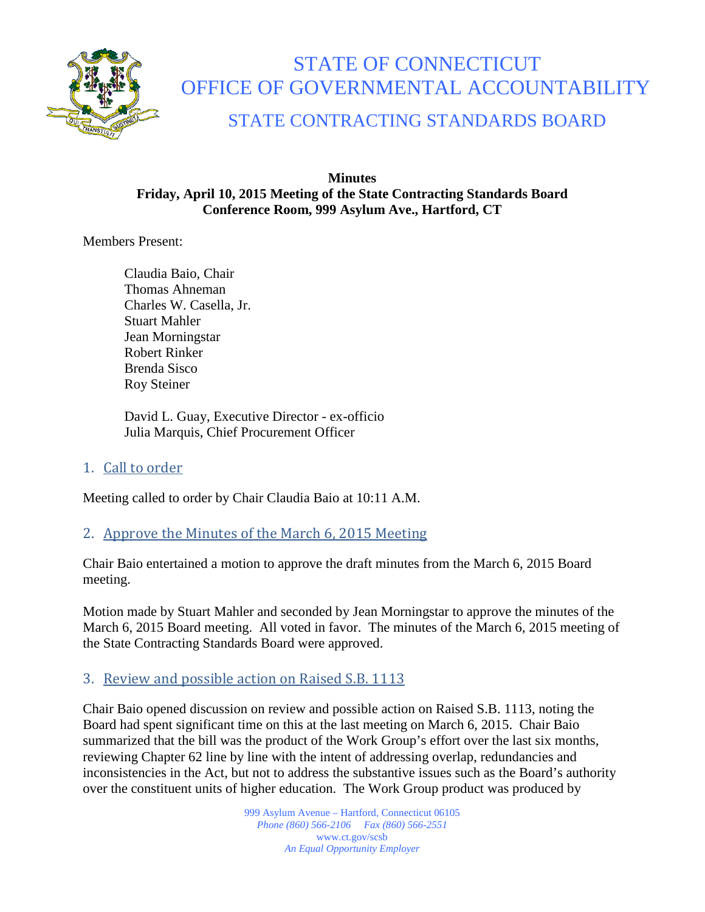# STATE OF CONNECTICUT
# OFFICE OF GOVERNMENTAL ACCOUNTABILITY
## STATE CONTRACTING STANDARDS BOARD

**Minutes**
**Friday, April 10, 2015 Meeting of the State Contracting Standards Board**
**Conference Room, 999 Asylum Ave., Hartford, CT**

Members Present:

Claudia Baio, Chair
Thomas Ahneman
Charles W. Casella, Jr.
Stuart Mahler
Jean Morningstar
Robert Rinker
Brenda Sisco
Roy Steiner

David L. Guay, Executive Director - ex-officio
Julia Marquis, Chief Procurement Officer

### 1. Call to order

Meeting called to order by Chair Claudia Baio at 10:11 A.M.

### 2. Approve the Minutes of the March 6, 2015 Meeting

Chair Baio entertained a motion to approve the draft minutes from the March 6, 2015 Board meeting.

Motion made by Stuart Mahler and seconded by Jean Morningstar to approve the minutes of the March 6, 2015 Board meeting. All voted in favor. The minutes of the March 6, 2015 meeting of the State Contracting Standards Board were approved.

### 3. Review and possible action on Raised S.B. 1113

Chair Baio opened discussion on review and possible action on Raised S.B. 1113, noting the Board had spent significant time on this at the last meeting on March 6, 2015. Chair Baio summarized that the bill was the product of the Work Group's effort over the last six months, reviewing Chapter 62 line by line with the intent of addressing overlap, redundancies and inconsistencies in the Act, but not to address the substantive issues such as the Board's authority over the constituent units of higher education. The Work Group product was produced by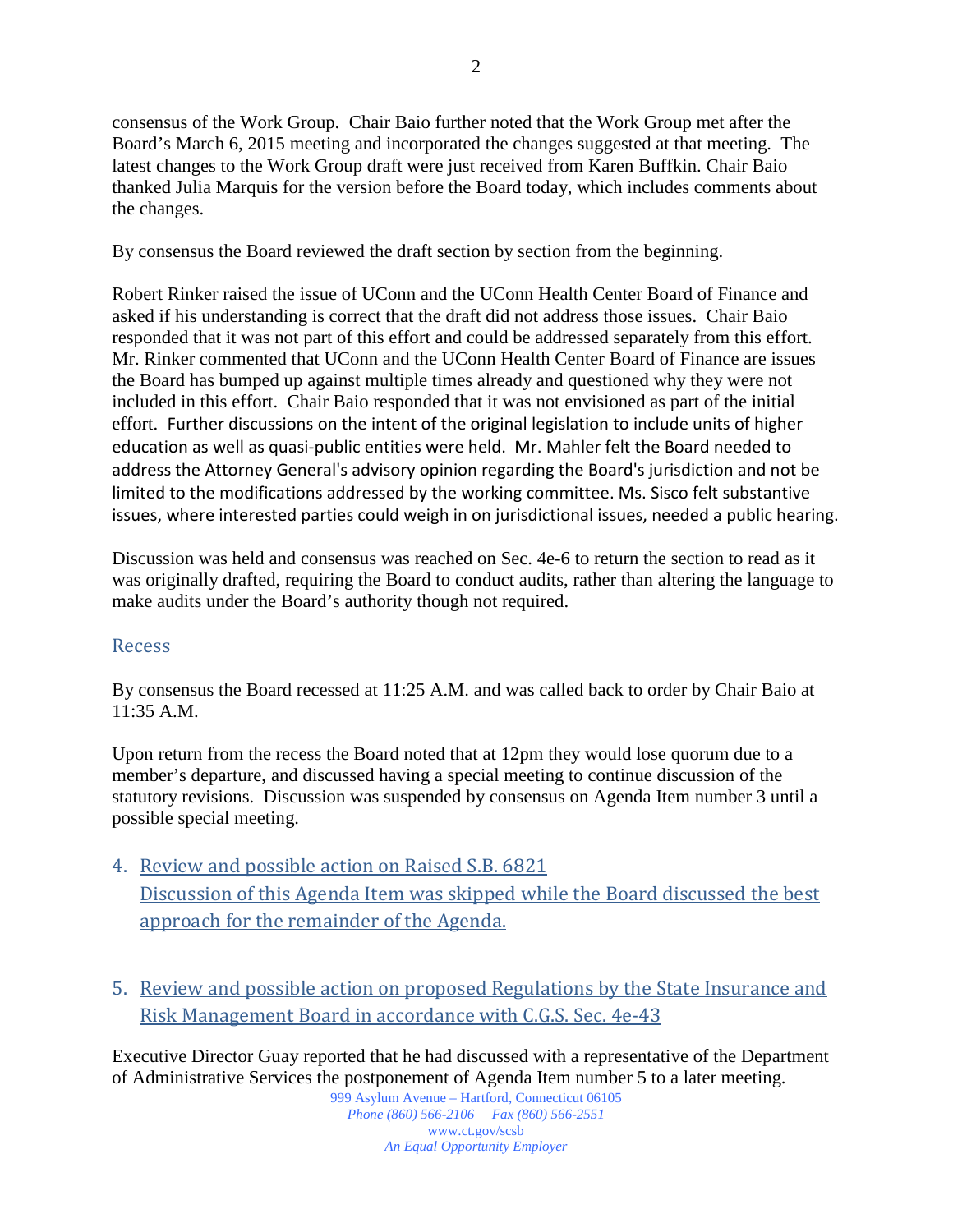consensus of the Work Group. Chair Baio further noted that the Work Group met after the Board's March 6, 2015 meeting and incorporated the changes suggested at that meeting. The latest changes to the Work Group draft were just received from Karen Buffkin. Chair Baio thanked Julia Marquis for the version before the Board today, which includes comments about the changes.

By consensus the Board reviewed the draft section by section from the beginning.

Robert Rinker raised the issue of UConn and the UConn Health Center Board of Finance and asked if his understanding is correct that the draft did not address those issues. Chair Baio responded that it was not part of this effort and could be addressed separately from this effort. Mr. Rinker commented that UConn and the UConn Health Center Board of Finance are issues the Board has bumped up against multiple times already and questioned why they were not included in this effort. Chair Baio responded that it was not envisioned as part of the initial effort. Further discussions on the intent of the original legislation to include units of higher education as well as quasi-public entities were held. Mr. Mahler felt the Board needed to address the Attorney General's advisory opinion regarding the Board's jurisdiction and not be limited to the modifications addressed by the working committee. Ms. Sisco felt substantive issues, where interested parties could weigh in on jurisdictional issues, needed a public hearing.

Discussion was held and consensus was reached on Sec. 4e-6 to return the section to read as it was originally drafted, requiring the Board to conduct audits, rather than altering the language to make audits under the Board's authority though not required.

## Recess

By consensus the Board recessed at 11:25 A.M. and was called back to order by Chair Baio at 11:35 A.M.

Upon return from the recess the Board noted that at 12pm they would lose quorum due to a member's departure, and discussed having a special meeting to continue discussion of the statutory revisions. Discussion was suspended by consensus on Agenda Item number 3 until a possible special meeting.

4. Review and possible action on Raised S.B. 6821
   Discussion of this Agenda Item was skipped while the Board discussed the best approach for the remainder of the Agenda.

5. Review and possible action on proposed Regulations by the State Insurance and Risk Management Board in accordance with C.G.S. Sec. 4e-43

Executive Director Guay reported that he had discussed with a representative of the Department of Administrative Services the postponement of Agenda Item number 5 to a later meeting.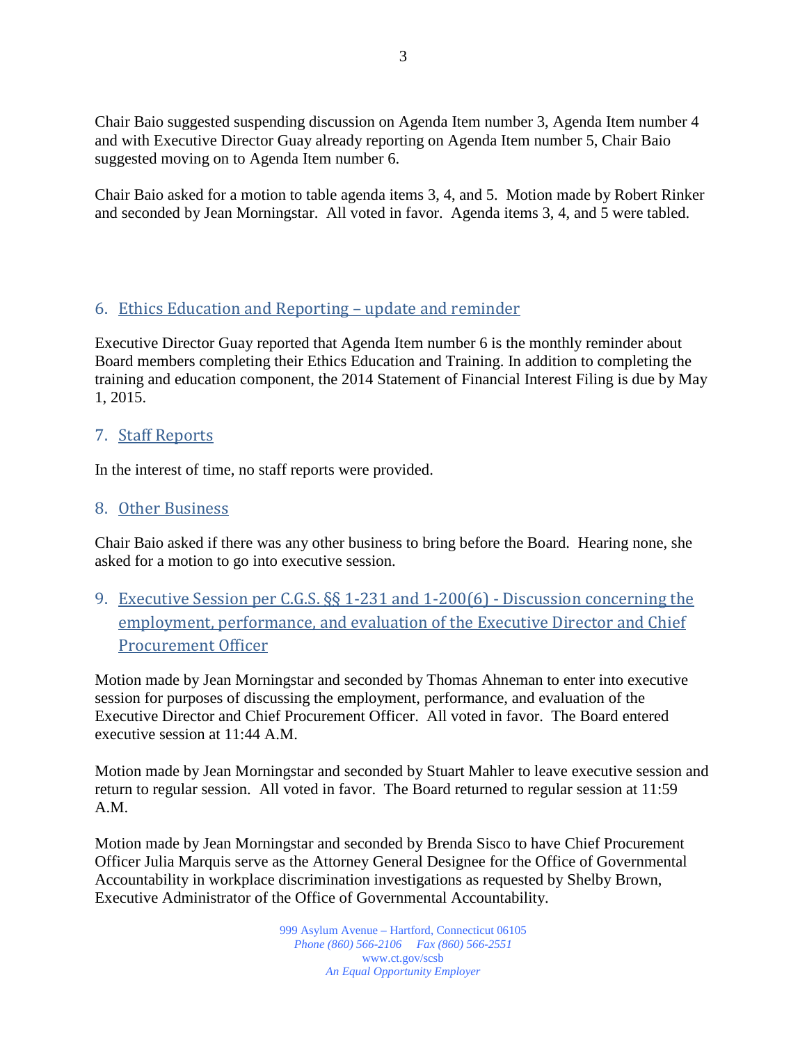Chair Baio suggested suspending discussion on Agenda Item number 3, Agenda Item number 4 and with Executive Director Guay already reporting on Agenda Item number 5, Chair Baio suggested moving on to Agenda Item number 6.

Chair Baio asked for a motion to table agenda items 3, 4, and 5. Motion made by Robert Rinker and seconded by Jean Morningstar. All voted in favor. Agenda items 3, 4, and 5 were tabled.

## 6. Ethics Education and Reporting – update and reminder

Executive Director Guay reported that Agenda Item number 6 is the monthly reminder about Board members completing their Ethics Education and Training. In addition to completing the training and education component, the 2014 Statement of Financial Interest Filing is due by May 1, 2015.

## 7. Staff Reports

In the interest of time, no staff reports were provided.

## 8. Other Business

Chair Baio asked if there was any other business to bring before the Board. Hearing none, she asked for a motion to go into executive session.

## 9. Executive Session per C.G.S. §§ 1-231 and 1-200(6) - Discussion concerning the employment, performance, and evaluation of the Executive Director and Chief Procurement Officer

Motion made by Jean Morningstar and seconded by Thomas Ahneman to enter into executive session for purposes of discussing the employment, performance, and evaluation of the Executive Director and Chief Procurement Officer. All voted in favor. The Board entered executive session at 11:44 A.M.

Motion made by Jean Morningstar and seconded by Stuart Mahler to leave executive session and return to regular session. All voted in favor. The Board returned to regular session at 11:59 A.M.

Motion made by Jean Morningstar and seconded by Brenda Sisco to have Chief Procurement Officer Julia Marquis serve as the Attorney General Designee for the Office of Governmental Accountability in workplace discrimination investigations as requested by Shelby Brown, Executive Administrator of the Office of Governmental Accountability.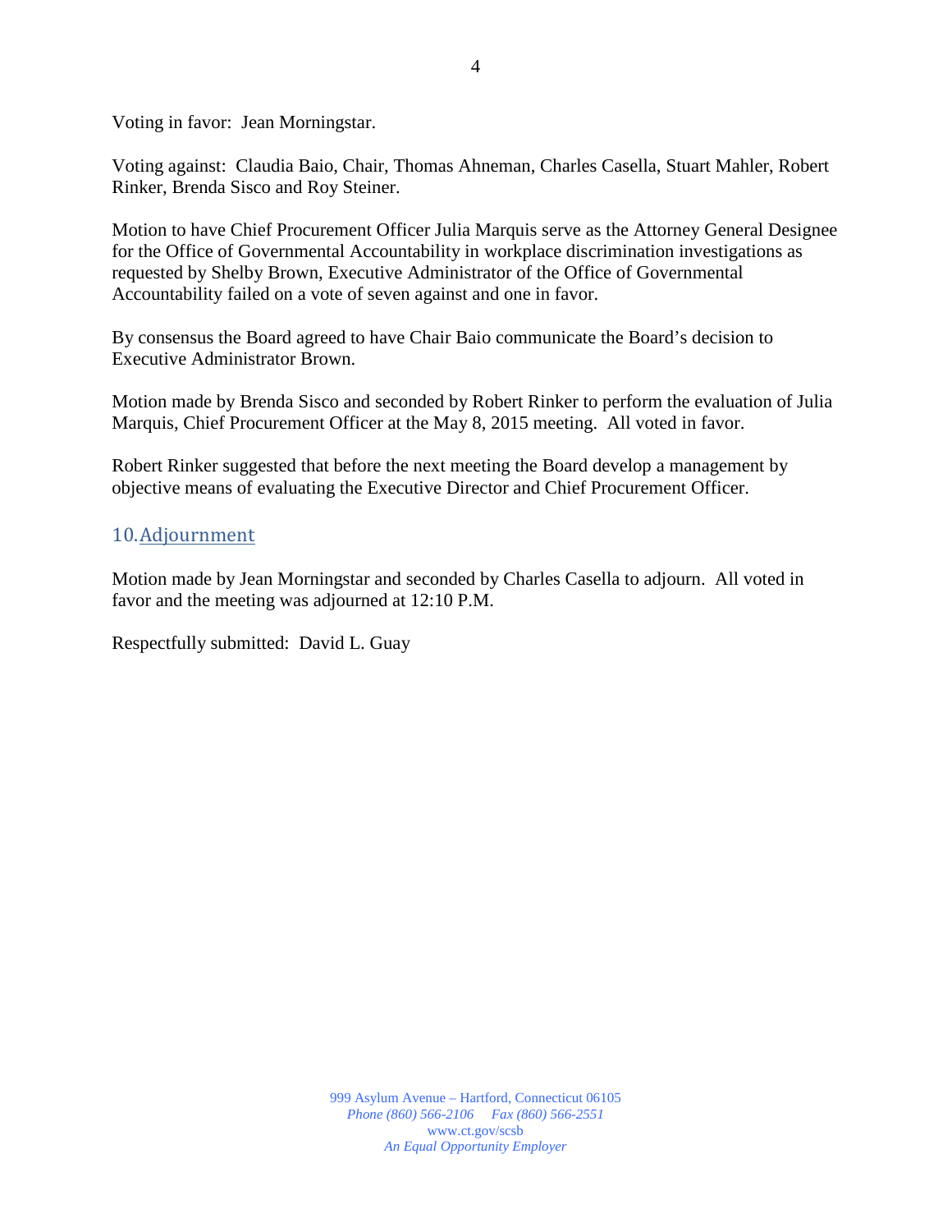Voting in favor: Jean Morningstar.

Voting against: Claudia Baio, Chair, Thomas Ahneman, Charles Casella, Stuart Mahler, Robert Rinker, Brenda Sisco and Roy Steiner.

Motion to have Chief Procurement Officer Julia Marquis serve as the Attorney General Designee for the Office of Governmental Accountability in workplace discrimination investigations as requested by Shelby Brown, Executive Administrator of the Office of Governmental Accountability failed on a vote of seven against and one in favor.

By consensus the Board agreed to have Chair Baio communicate the Board's decision to Executive Administrator Brown.

Motion made by Brenda Sisco and seconded by Robert Rinker to perform the evaluation of Julia Marquis, Chief Procurement Officer at the May 8, 2015 meeting. All voted in favor.

Robert Rinker suggested that before the next meeting the Board develop a management by objective means of evaluating the Executive Director and Chief Procurement Officer.

## 10. Adjournment

Motion made by Jean Morningstar and seconded by Charles Casella to adjourn. All voted in favor and the meeting was adjourned at 12:10 P.M.

Respectfully submitted: David L. Guay